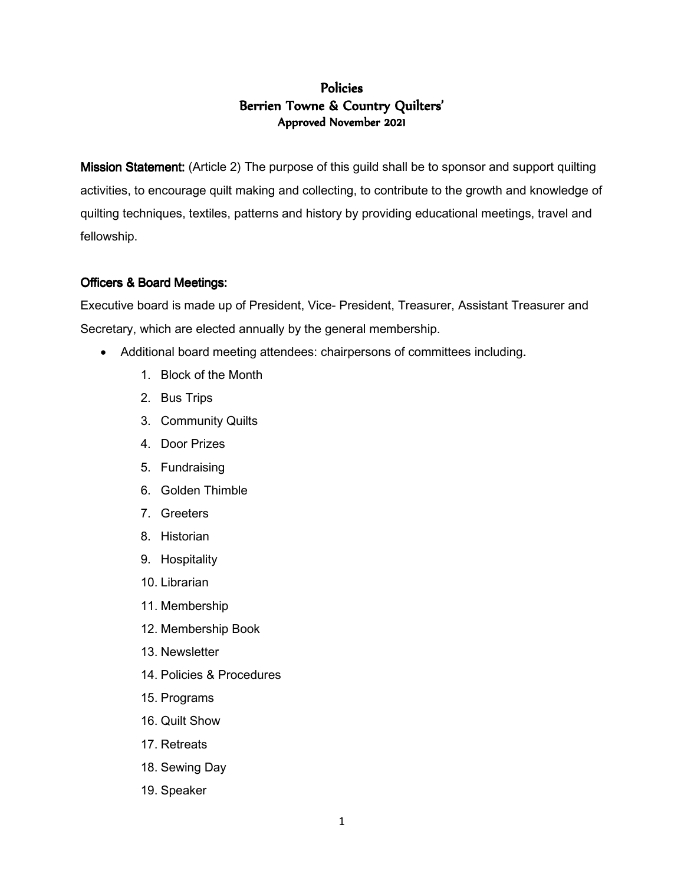# Policies
# Berrien Towne & Country Quilters'
### Approved November 2021

**Mission Statement:** (Article 2) The purpose of this guild shall be to sponsor and support quilting activities, to encourage quilt making and collecting, to contribute to the growth and knowledge of quilting techniques, textiles, patterns and history by providing educational meetings, travel and fellowship.

## Officers & Board Meetings:

Executive board is made up of President, Vice- President, Treasurer, Assistant Treasurer and Secretary, which are elected annually by the general membership.

- Additional board meeting attendees: chairpersons of committees including.
    1. Block of the Month
    2. Bus Trips
    3. Community Quilts
    4. Door Prizes
    5. Fundraising
    6. Golden Thimble
    7. Greeters
    8. Historian
    9. Hospitality
    10. Librarian
    11. Membership
    12. Membership Book
    13. Newsletter
    14. Policies & Procedures
    15. Programs
    16. Quilt Show
    17. Retreats
    18. Sewing Day
    19. Speaker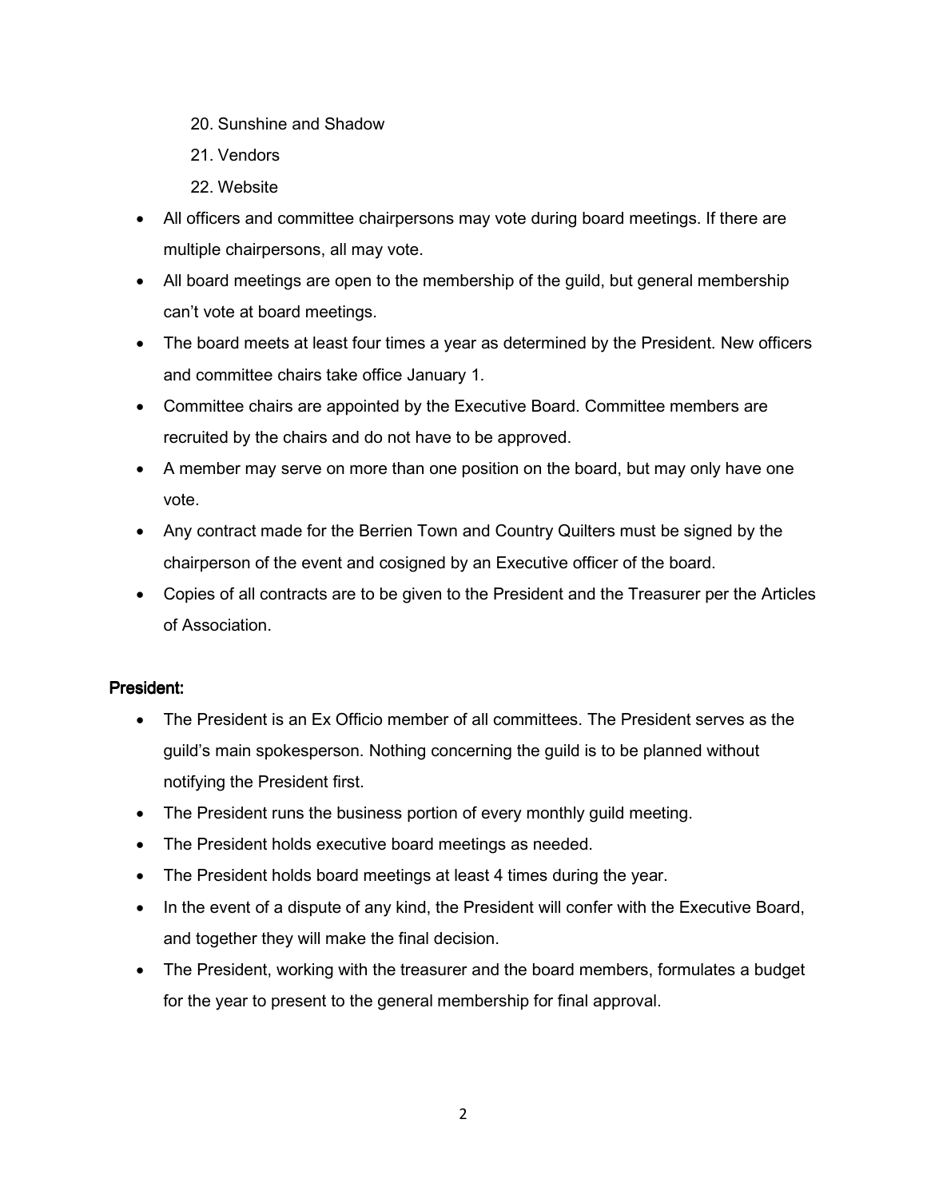20. Sunshine and Shadow
21. Vendors
22. Website

- All officers and committee chairpersons may vote during board meetings. If there are multiple chairpersons, all may vote.
- All board meetings are open to the membership of the guild, but general membership can't vote at board meetings.
- The board meets at least four times a year as determined by the President. New officers and committee chairs take office January 1.
- Committee chairs are appointed by the Executive Board. Committee members are recruited by the chairs and do not have to be approved.
- A member may serve on more than one position on the board, but may only have one vote.
- Any contract made for the Berrien Town and Country Quilters must be signed by the chairperson of the event and cosigned by an Executive officer of the board.
- Copies of all contracts are to be given to the President and the Treasurer per the Articles of Association.

**President:**

- The President is an Ex Officio member of all committees. The President serves as the guild's main spokesperson. Nothing concerning the guild is to be planned without notifying the President first.
- The President runs the business portion of every monthly guild meeting.
- The President holds executive board meetings as needed.
- The President holds board meetings at least 4 times during the year.
- In the event of a dispute of any kind, the President will confer with the Executive Board, and together they will make the final decision.
- The President, working with the treasurer and the board members, formulates a budget for the year to present to the general membership for final approval.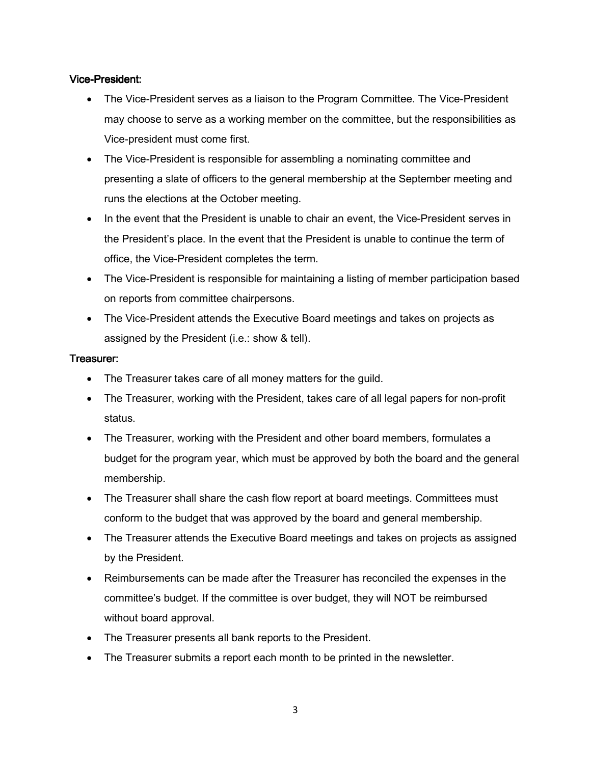### Vice-President:

- The Vice-President serves as a liaison to the Program Committee. The Vice-President may choose to serve as a working member on the committee, but the responsibilities as Vice-president must come first.
- The Vice-President is responsible for assembling a nominating committee and presenting a slate of officers to the general membership at the September meeting and runs the elections at the October meeting.
- In the event that the President is unable to chair an event, the Vice-President serves in the President's place. In the event that the President is unable to continue the term of office, the Vice-President completes the term.
- The Vice-President is responsible for maintaining a listing of member participation based on reports from committee chairpersons.
- The Vice-President attends the Executive Board meetings and takes on projects as assigned by the President (i.e.: show & tell).

### Treasurer:

- The Treasurer takes care of all money matters for the guild.
- The Treasurer, working with the President, takes care of all legal papers for non-profit status.
- The Treasurer, working with the President and other board members, formulates a budget for the program year, which must be approved by both the board and the general membership.
- The Treasurer shall share the cash flow report at board meetings. Committees must conform to the budget that was approved by the board and general membership.
- The Treasurer attends the Executive Board meetings and takes on projects as assigned by the President.
- Reimbursements can be made after the Treasurer has reconciled the expenses in the committee's budget. If the committee is over budget, they will NOT be reimbursed without board approval.
- The Treasurer presents all bank reports to the President.
- The Treasurer submits a report each month to be printed in the newsletter.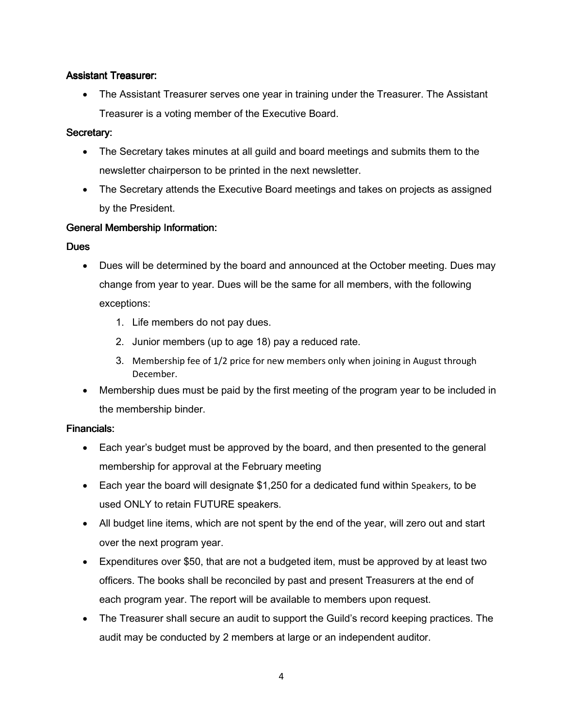### Assistant Treasurer:

- The Assistant Treasurer serves one year in training under the Treasurer. The Assistant Treasurer is a voting member of the Executive Board.

### Secretary:

- The Secretary takes minutes at all guild and board meetings and submits them to the newsletter chairperson to be printed in the next newsletter.
- The Secretary attends the Executive Board meetings and takes on projects as assigned by the President.

### General Membership Information:

### Dues

- Dues will be determined by the board and announced at the October meeting. Dues may change from year to year. Dues will be the same for all members, with the following exceptions:
  1. Life members do not pay dues.
  2. Junior members (up to age 18) pay a reduced rate.
  3. Membership fee of 1/2 price for new members only when joining in August through December.
- Membership dues must be paid by the first meeting of the program year to be included in the membership binder.

### Financials:

- Each year's budget must be approved by the board, and then presented to the general membership for approval at the February meeting
- Each year the board will designate $1,250 for a dedicated fund within Speakers, to be used ONLY to retain FUTURE speakers.
- All budget line items, which are not spent by the end of the year, will zero out and start over the next program year.
- Expenditures over $50, that are not a budgeted item, must be approved by at least two officers. The books shall be reconciled by past and present Treasurers at the end of each program year. The report will be available to members upon request.
- The Treasurer shall secure an audit to support the Guild's record keeping practices. The audit may be conducted by 2 members at large or an independent auditor.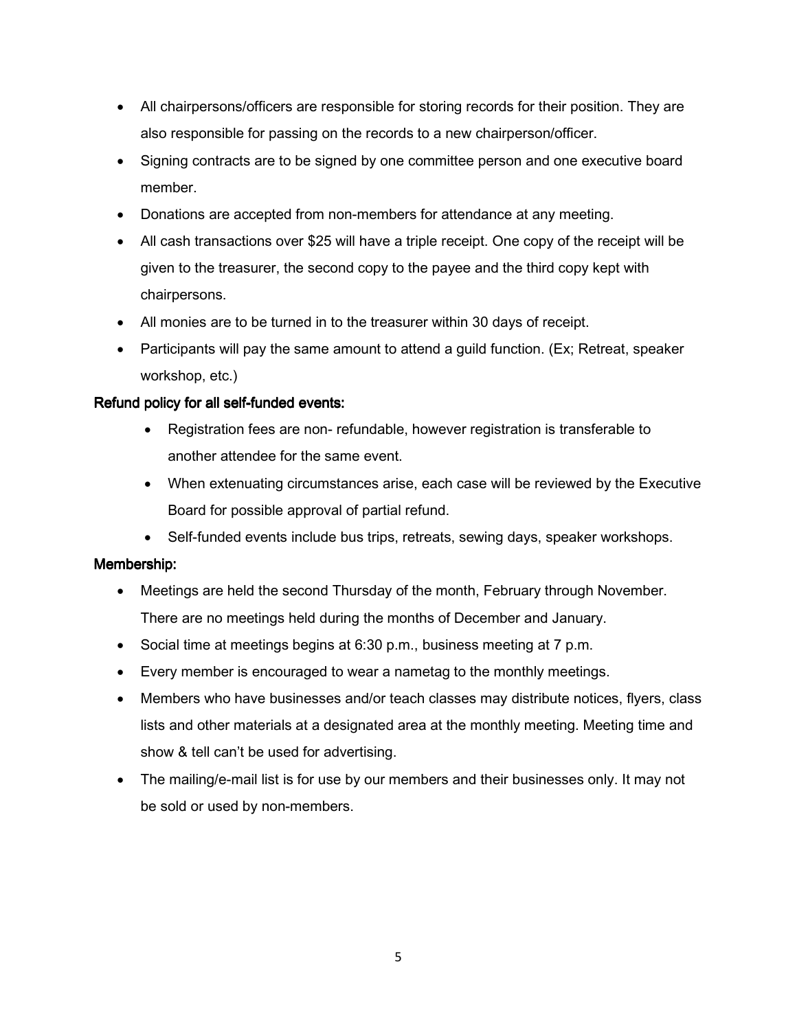- All chairpersons/officers are responsible for storing records for their position. They are also responsible for passing on the records to a new chairperson/officer.
- Signing contracts are to be signed by one committee person and one executive board member.
- Donations are accepted from non-members for attendance at any meeting.
- All cash transactions over $25 will have a triple receipt. One copy of the receipt will be given to the treasurer, the second copy to the payee and the third copy kept with chairpersons.
- All monies are to be turned in to the treasurer within 30 days of receipt.
- Participants will pay the same amount to attend a guild function. (Ex; Retreat, speaker workshop, etc.)

**Refund policy for all self-funded events:**

- Registration fees are non- refundable, however registration is transferable to another attendee for the same event.
- When extenuating circumstances arise, each case will be reviewed by the Executive Board for possible approval of partial refund.
- Self-funded events include bus trips, retreats, sewing days, speaker workshops.

**Membership:**

- Meetings are held the second Thursday of the month, February through November. There are no meetings held during the months of December and January.
- Social time at meetings begins at 6:30 p.m., business meeting at 7 p.m.
- Every member is encouraged to wear a nametag to the monthly meetings.
- Members who have businesses and/or teach classes may distribute notices, flyers, class lists and other materials at a designated area at the monthly meeting. Meeting time and show & tell can't be used for advertising.
- The mailing/e-mail list is for use by our members and their businesses only. It may not be sold or used by non-members.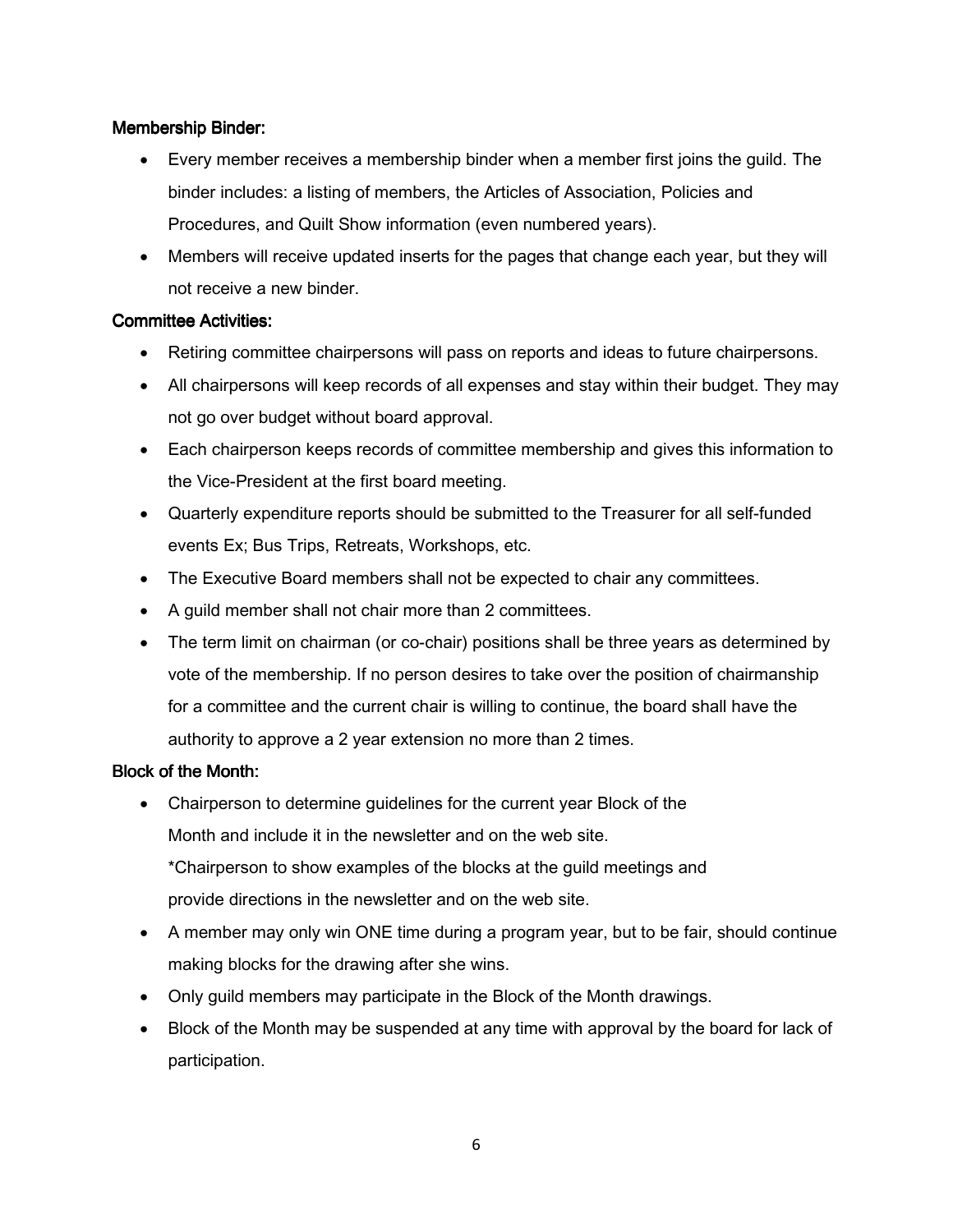### Membership Binder:

- Every member receives a membership binder when a member first joins the guild. The binder includes: a listing of members, the Articles of Association, Policies and Procedures, and Quilt Show information (even numbered years).
- Members will receive updated inserts for the pages that change each year, but they will not receive a new binder.

### Committee Activities:

- Retiring committee chairpersons will pass on reports and ideas to future chairpersons.
- All chairpersons will keep records of all expenses and stay within their budget. They may not go over budget without board approval.
- Each chairperson keeps records of committee membership and gives this information to the Vice-President at the first board meeting.
- Quarterly expenditure reports should be submitted to the Treasurer for all self-funded events Ex; Bus Trips, Retreats, Workshops, etc.
- The Executive Board members shall not be expected to chair any committees.
- A guild member shall not chair more than 2 committees.
- The term limit on chairman (or co-chair) positions shall be three years as determined by vote of the membership. If no person desires to take over the position of chairmanship for a committee and the current chair is willing to continue, the board shall have the authority to approve a 2 year extension no more than 2 times.

### Block of the Month:

- Chairperson to determine guidelines for the current year Block of the Month and include it in the newsletter and on the web site.
  *Chairperson to show examples of the blocks at the guild meetings and provide directions in the newsletter and on the web site.
- A member may only win ONE time during a program year, but to be fair, should continue making blocks for the drawing after she wins.
- Only guild members may participate in the Block of the Month drawings.
- Block of the Month may be suspended at any time with approval by the board for lack of participation.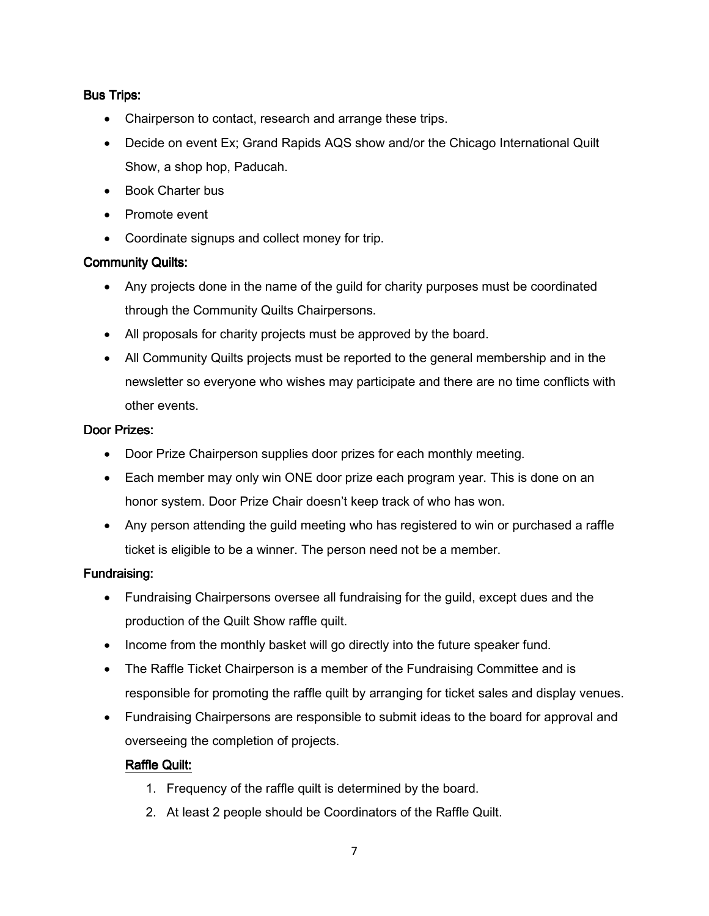**Bus Trips:**

- Chairperson to contact, research and arrange these trips.
- Decide on event Ex; Grand Rapids AQS show and/or the Chicago International Quilt Show, a shop hop, Paducah.
- Book Charter bus
- Promote event
- Coordinate signups and collect money for trip.

**Community Quilts:**

- Any projects done in the name of the guild for charity purposes must be coordinated through the Community Quilts Chairpersons.
- All proposals for charity projects must be approved by the board.
- All Community Quilts projects must be reported to the general membership and in the newsletter so everyone who wishes may participate and there are no time conflicts with other events.

**Door Prizes:**

- Door Prize Chairperson supplies door prizes for each monthly meeting.
- Each member may only win ONE door prize each program year. This is done on an honor system. Door Prize Chair doesn't keep track of who has won.
- Any person attending the guild meeting who has registered to win or purchased a raffle ticket is eligible to be a winner. The person need not be a member.

**Fundraising:**

- Fundraising Chairpersons oversee all fundraising for the guild, except dues and the production of the Quilt Show raffle quilt.
- Income from the monthly basket will go directly into the future speaker fund.
- The Raffle Ticket Chairperson is a member of the Fundraising Committee and is responsible for promoting the raffle quilt by arranging for ticket sales and display venues.
- Fundraising Chairpersons are responsible to submit ideas to the board for approval and overseeing the completion of projects.

**Raffle Quilt:**

1. Frequency of the raffle quilt is determined by the board.
2. At least 2 people should be Coordinators of the Raffle Quilt.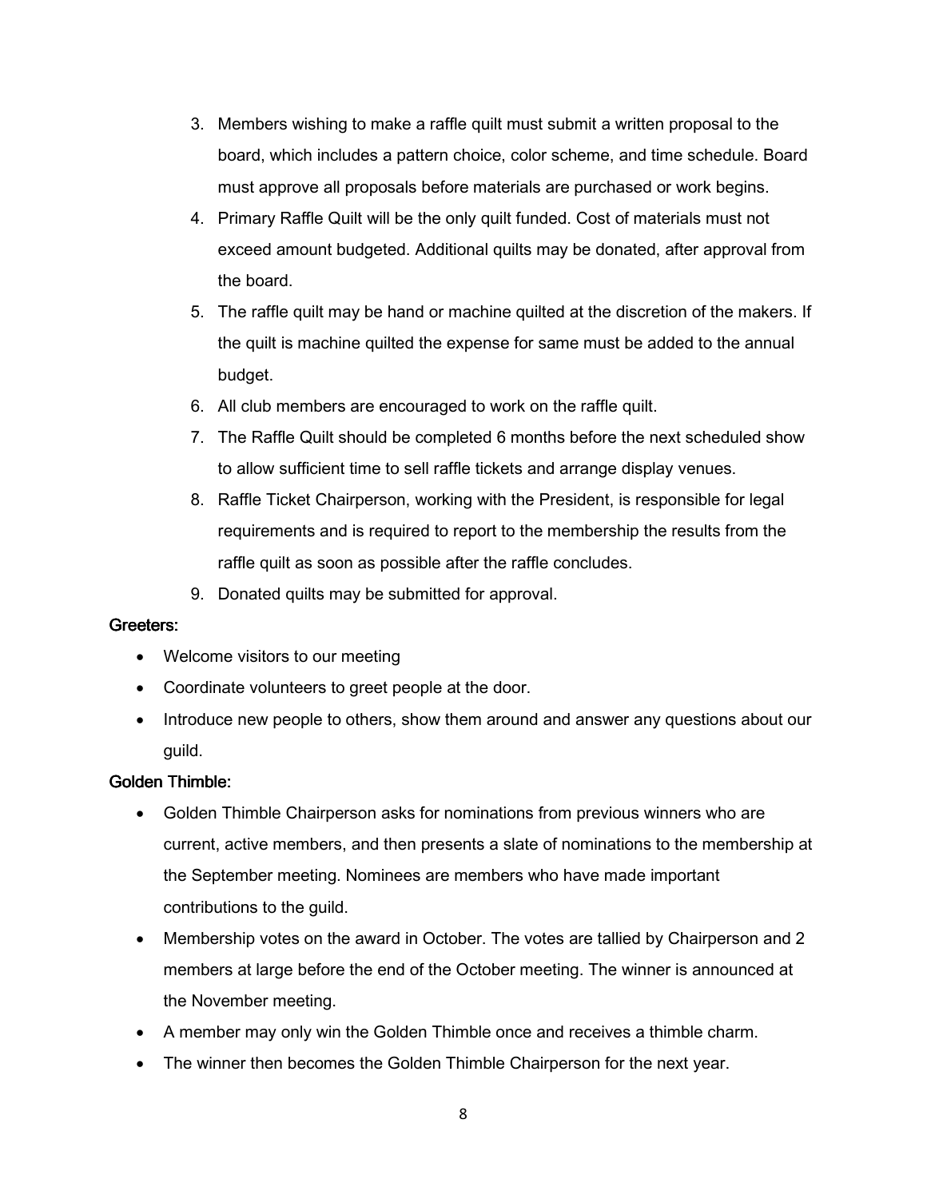3. Members wishing to make a raffle quilt must submit a written proposal to the board, which includes a pattern choice, color scheme, and time schedule. Board must approve all proposals before materials are purchased or work begins.
4. Primary Raffle Quilt will be the only quilt funded. Cost of materials must not exceed amount budgeted. Additional quilts may be donated, after approval from the board.
5. The raffle quilt may be hand or machine quilted at the discretion of the makers. If the quilt is machine quilted the expense for same must be added to the annual budget.
6. All club members are encouraged to work on the raffle quilt.
7. The Raffle Quilt should be completed 6 months before the next scheduled show to allow sufficient time to sell raffle tickets and arrange display venues.
8. Raffle Ticket Chairperson, working with the President, is responsible for legal requirements and is required to report to the membership the results from the raffle quilt as soon as possible after the raffle concludes.
9. Donated quilts may be submitted for approval.

Greeters:

- Welcome visitors to our meeting
- Coordinate volunteers to greet people at the door.
- Introduce new people to others, show them around and answer any questions about our guild.

Golden Thimble:

- Golden Thimble Chairperson asks for nominations from previous winners who are current, active members, and then presents a slate of nominations to the membership at the September meeting. Nominees are members who have made important contributions to the guild.
- Membership votes on the award in October. The votes are tallied by Chairperson and 2 members at large before the end of the October meeting. The winner is announced at the November meeting.
- A member may only win the Golden Thimble once and receives a thimble charm.
- The winner then becomes the Golden Thimble Chairperson for the next year.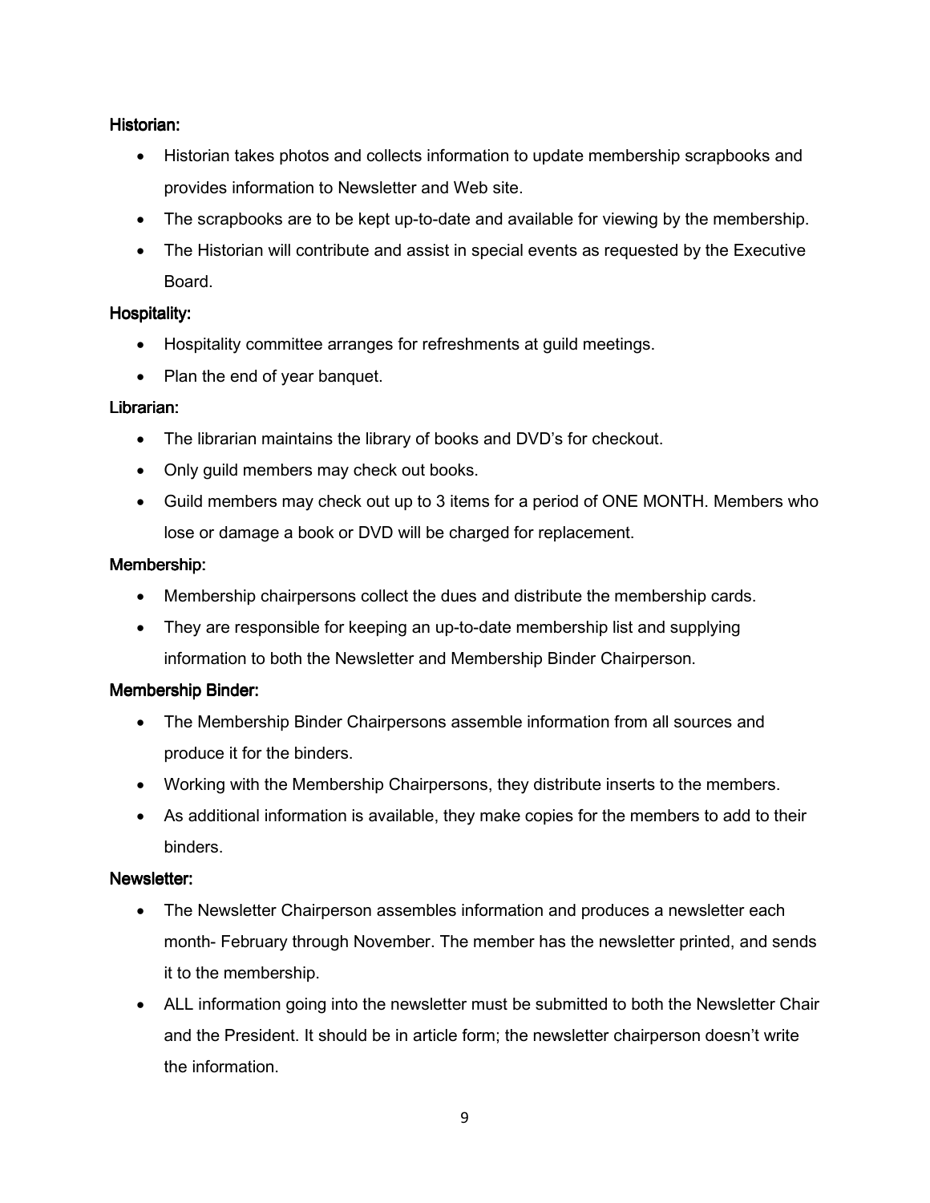**Historian:**

- Historian takes photos and collects information to update membership scrapbooks and provides information to Newsletter and Web site.
- The scrapbooks are to be kept up-to-date and available for viewing by the membership.
- The Historian will contribute and assist in special events as requested by the Executive Board.

**Hospitality:**

- Hospitality committee arranges for refreshments at guild meetings.
- Plan the end of year banquet.

**Librarian:**

- The librarian maintains the library of books and DVD's for checkout.
- Only guild members may check out books.
- Guild members may check out up to 3 items for a period of ONE MONTH. Members who lose or damage a book or DVD will be charged for replacement.

**Membership:**

- Membership chairpersons collect the dues and distribute the membership cards.
- They are responsible for keeping an up-to-date membership list and supplying information to both the Newsletter and Membership Binder Chairperson.

**Membership Binder:**

- The Membership Binder Chairpersons assemble information from all sources and produce it for the binders.
- Working with the Membership Chairpersons, they distribute inserts to the members.
- As additional information is available, they make copies for the members to add to their binders.

**Newsletter:**

- The Newsletter Chairperson assembles information and produces a newsletter each month- February through November. The member has the newsletter printed, and sends it to the membership.
- ALL information going into the newsletter must be submitted to both the Newsletter Chair and the President. It should be in article form; the newsletter chairperson doesn't write the information.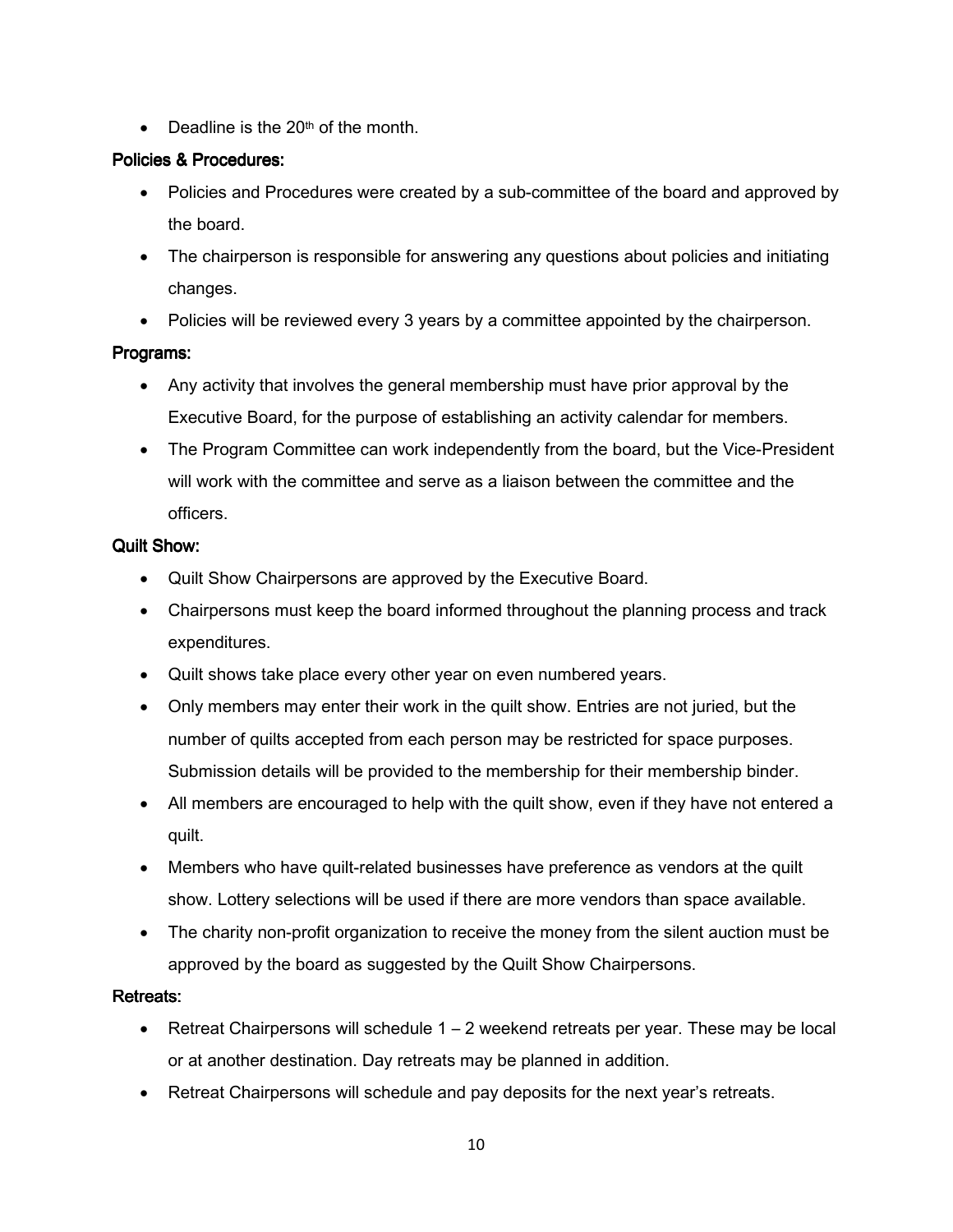- Deadline is the 20th of the month.

**Policies & Procedures:**

- Policies and Procedures were created by a sub-committee of the board and approved by the board.
- The chairperson is responsible for answering any questions about policies and initiating changes.
- Policies will be reviewed every 3 years by a committee appointed by the chairperson.

**Programs:**

- Any activity that involves the general membership must have prior approval by the Executive Board, for the purpose of establishing an activity calendar for members.
- The Program Committee can work independently from the board, but the Vice-President will work with the committee and serve as a liaison between the committee and the officers.

**Quilt Show:**

- Quilt Show Chairpersons are approved by the Executive Board.
- Chairpersons must keep the board informed throughout the planning process and track expenditures.
- Quilt shows take place every other year on even numbered years.
- Only members may enter their work in the quilt show. Entries are not juried, but the number of quilts accepted from each person may be restricted for space purposes. Submission details will be provided to the membership for their membership binder.
- All members are encouraged to help with the quilt show, even if they have not entered a quilt.
- Members who have quilt-related businesses have preference as vendors at the quilt show. Lottery selections will be used if there are more vendors than space available.
- The charity non-profit organization to receive the money from the silent auction must be approved by the board as suggested by the Quilt Show Chairpersons.

**Retreats:**

- Retreat Chairpersons will schedule 1 – 2 weekend retreats per year. These may be local or at another destination. Day retreats may be planned in addition.
- Retreat Chairpersons will schedule and pay deposits for the next year's retreats.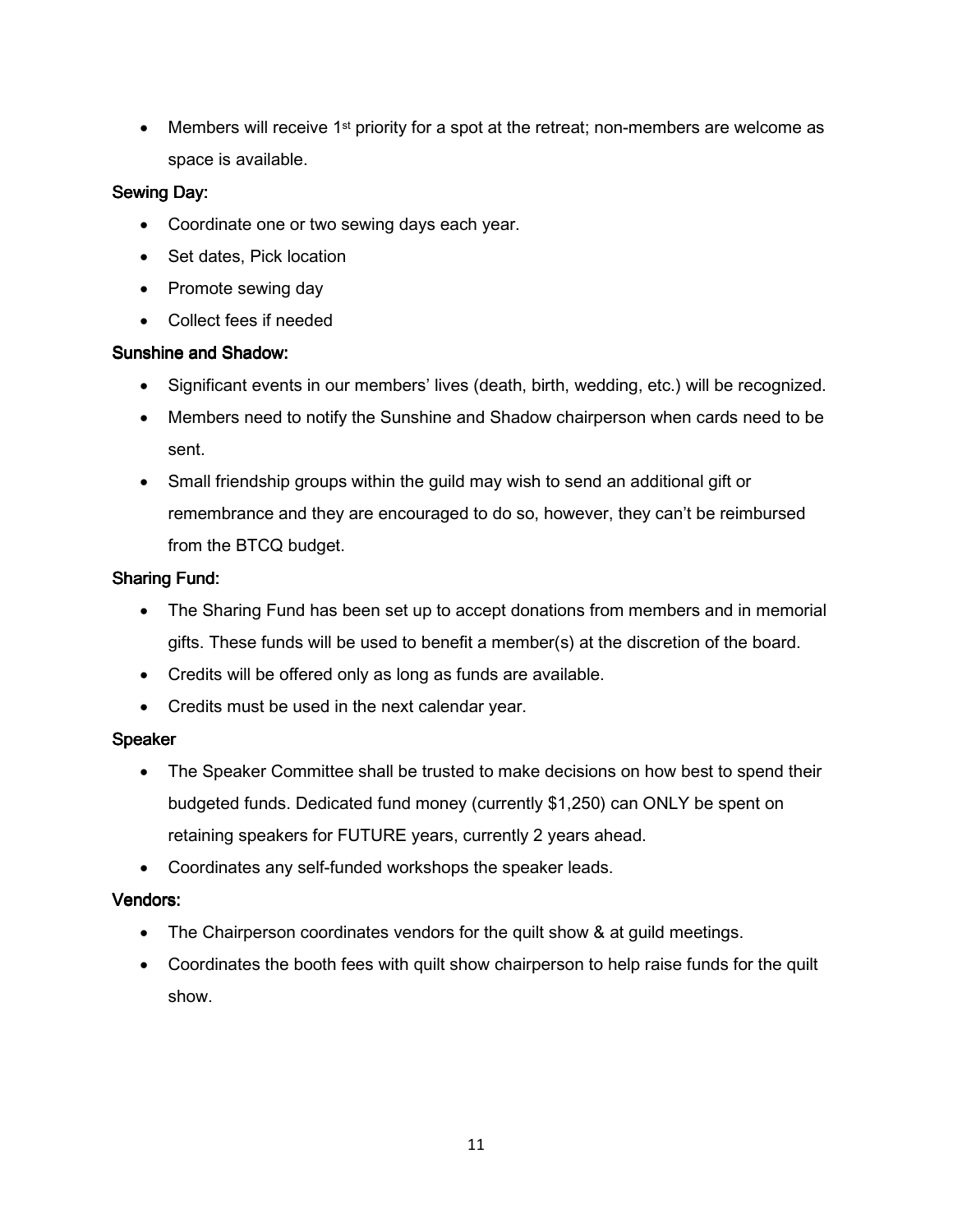- Members will receive 1st priority for a spot at the retreat; non-members are welcome as space is available.

**Sewing Day:**

- Coordinate one or two sewing days each year.
- Set dates, Pick location
- Promote sewing day
- Collect fees if needed

**Sunshine and Shadow:**

- Significant events in our members' lives (death, birth, wedding, etc.) will be recognized.
- Members need to notify the Sunshine and Shadow chairperson when cards need to be sent.
- Small friendship groups within the guild may wish to send an additional gift or remembrance and they are encouraged to do so, however, they can't be reimbursed from the BTCQ budget.

**Sharing Fund:**

- The Sharing Fund has been set up to accept donations from members and in memorial gifts. These funds will be used to benefit a member(s) at the discretion of the board.
- Credits will be offered only as long as funds are available.
- Credits must be used in the next calendar year.

**Speaker**

- The Speaker Committee shall be trusted to make decisions on how best to spend their budgeted funds. Dedicated fund money (currently $1,250) can ONLY be spent on retaining speakers for FUTURE years, currently 2 years ahead.
- Coordinates any self-funded workshops the speaker leads.

**Vendors:**

- The Chairperson coordinates vendors for the quilt show & at guild meetings.
- Coordinates the booth fees with quilt show chairperson to help raise funds for the quilt show.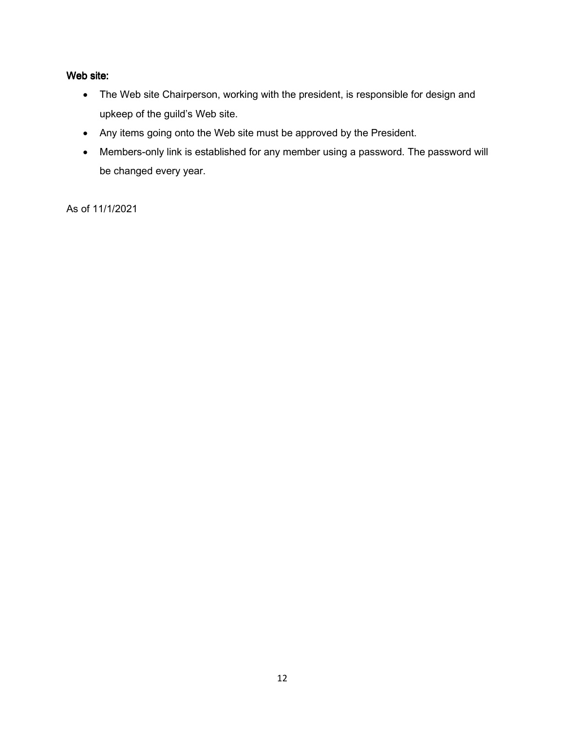**Web site:**

- The Web site Chairperson, working with the president, is responsible for design and upkeep of the guild's Web site.
- Any items going onto the Web site must be approved by the President.
- Members-only link is established for any member using a password. The password will be changed every year.

As of 11/1/2021